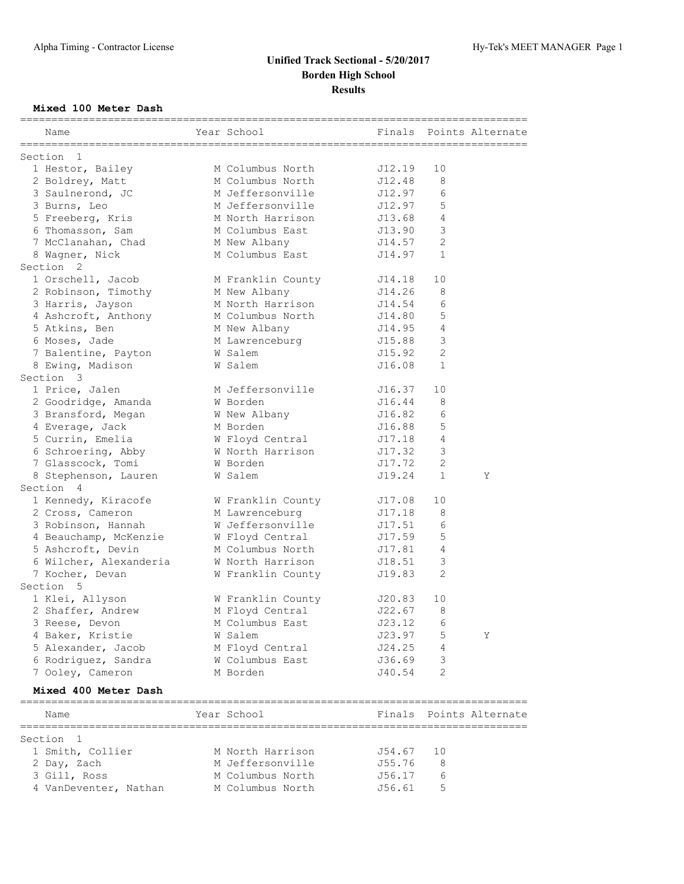# Unified Track Sectional - 5/20/2017
## Borden High School
## Results

### Mixed 100 Meter Dash

| | Name | Year | School | Finals | Points | Alternate |
|---|---|---|---|---|---|---|
| **Section 1** | | | | | | |
| 1 | Hestor, Bailey | M | Columbus North | J12.19 | 10 | |
| 2 | Boldrey, Matt | M | Columbus North | J12.48 | 8 | |
| 3 | Saulnerond, JC | M | Jeffersonville | J12.97 | 6 | |
| 3 | Burns, Leo | M | Jeffersonville | J12.97 | 5 | |
| 5 | Freeberg, Kris | M | North Harrison | J13.68 | 4 | |
| 6 | Thomasson, Sam | M | Columbus East | J13.90 | 3 | |
| 7 | McClanahan, Chad | M | New Albany | J14.57 | 2 | |
| 8 | Wagner, Nick | M | Columbus East | J14.97 | 1 | |
| **Section 2** | | | | | | |
| 1 | Orschell, Jacob | M | Franklin County | J14.18 | 10 | |
| 2 | Robinson, Timothy | M | New Albany | J14.26 | 8 | |
| 3 | Harris, Jayson | M | North Harrison | J14.54 | 6 | |
| 4 | Ashcroft, Anthony | M | Columbus North | J14.80 | 5 | |
| 5 | Atkins, Ben | M | New Albany | J14.95 | 4 | |
| 6 | Moses, Jade | M | Lawrenceburg | J15.88 | 3 | |
| 7 | Balentine, Payton | W | Salem | J15.92 | 2 | |
| 8 | Ewing, Madison | W | Salem | J16.08 | 1 | |
| **Section 3** | | | | | | |
| 1 | Price, Jalen | M | Jeffersonville | J16.37 | 10 | |
| 2 | Goodridge, Amanda | W | Borden | J16.44 | 8 | |
| 3 | Bransford, Megan | W | New Albany | J16.82 | 6 | |
| 4 | Everage, Jack | M | Borden | J16.88 | 5 | |
| 5 | Currin, Emelia | W | Floyd Central | J17.18 | 4 | |
| 6 | Schroering, Abby | W | North Harrison | J17.32 | 3 | |
| 7 | Glasscock, Tomi | W | Borden | J17.72 | 2 | |
| 8 | Stephenson, Lauren | W | Salem | J19.24 | 1 | Y |
| **Section 4** | | | | | | |
| 1 | Kennedy, Kiracofe | W | Franklin County | J17.08 | 10 | |
| 2 | Cross, Cameron | M | Lawrenceburg | J17.18 | 8 | |
| 3 | Robinson, Hannah | W | Jeffersonville | J17.51 | 6 | |
| 4 | Beauchamp, McKenzie | W | Floyd Central | J17.59 | 5 | |
| 5 | Ashcroft, Devin | M | Columbus North | J17.81 | 4 | |
| 6 | Wilcher, Alexanderia | W | North Harrison | J18.51 | 3 | |
| 7 | Kocher, Devan | W | Franklin County | J19.83 | 2 | |
| **Section 5** | | | | | | |
| 1 | Klei, Allyson | W | Franklin County | J20.83 | 10 | |
| 2 | Shaffer, Andrew | M | Floyd Central | J22.67 | 8 | |
| 3 | Reese, Devon | M | Columbus East | J23.12 | 6 | |
| 4 | Baker, Kristie | W | Salem | J23.97 | 5 | Y |
| 5 | Alexander, Jacob | M | Floyd Central | J24.25 | 4 | |
| 6 | Rodriguez, Sandra | W | Columbus East | J36.69 | 3 | |
| 7 | Ooley, Cameron | M | Borden | J40.54 | 2 | |

### Mixed 400 Meter Dash

| | Name | Year | School | Finals | Points | Alternate |
|---|---|---|---|---|---|---|
| **Section 1** | | | | | | |
| 1 | Smith, Collier | M | North Harrison | J54.67 | 10 | |
| 2 | Day, Zach | M | Jeffersonville | J55.76 | 8 | |
| 3 | Gill, Ross | M | Columbus North | J56.17 | 6 | |
| 4 | VanDeventer, Nathan | M | Columbus North | J56.61 | 5 | |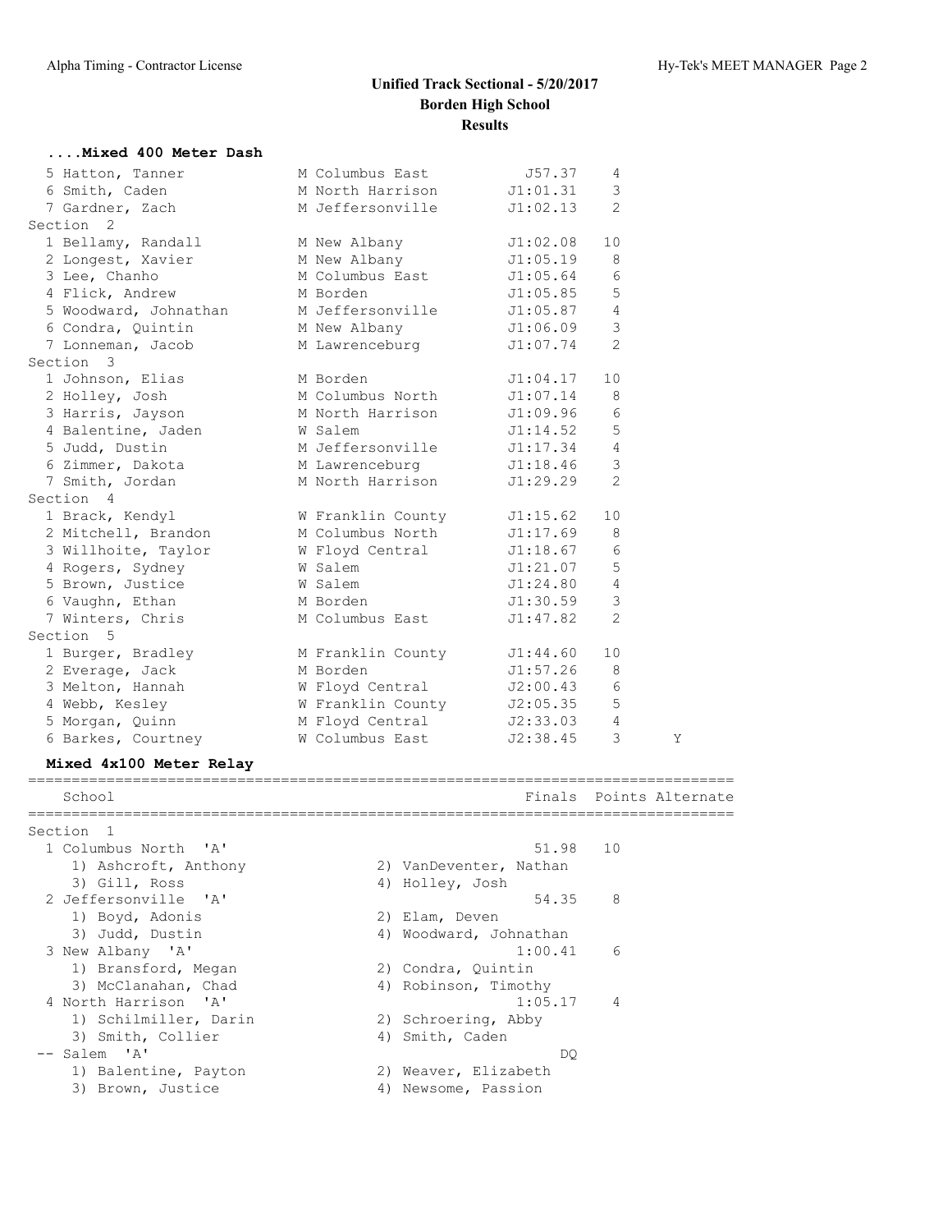# Unified Track Sectional - 5/20/2017
## Borden High School
## Results

### ....Mixed 400 Meter Dash

| Place | Name | Gender | School | Finals | Points | |
|---|---|---|---|---|---|---|
| 5 | Hatton, Tanner | M | Columbus East | J57.37 | 4 | |
| 6 | Smith, Caden | M | North Harrison | J1:01.31 | 3 | |
| 7 | Gardner, Zach | M | Jeffersonville | J1:02.13 | 2 | |
| **Section 2** | | | | | | |
| 1 | Bellamy, Randall | M | New Albany | J1:02.08 | 10 | |
| 2 | Longest, Xavier | M | New Albany | J1:05.19 | 8 | |
| 3 | Lee, Chanho | M | Columbus East | J1:05.64 | 6 | |
| 4 | Flick, Andrew | M | Borden | J1:05.85 | 5 | |
| 5 | Woodward, Johnathan | M | Jeffersonville | J1:05.87 | 4 | |
| 6 | Condra, Quintin | M | New Albany | J1:06.09 | 3 | |
| 7 | Lonneman, Jacob | M | Lawrenceburg | J1:07.74 | 2 | |
| **Section 3** | | | | | | |
| 1 | Johnson, Elias | M | Borden | J1:04.17 | 10 | |
| 2 | Holley, Josh | M | Columbus North | J1:07.14 | 8 | |
| 3 | Harris, Jayson | M | North Harrison | J1:09.96 | 6 | |
| 4 | Balentine, Jaden | W | Salem | J1:14.52 | 5 | |
| 5 | Judd, Dustin | M | Jeffersonville | J1:17.34 | 4 | |
| 6 | Zimmer, Dakota | M | Lawrenceburg | J1:18.46 | 3 | |
| 7 | Smith, Jordan | M | North Harrison | J1:29.29 | 2 | |
| **Section 4** | | | | | | |
| 1 | Brack, Kendyl | W | Franklin County | J1:15.62 | 10 | |
| 2 | Mitchell, Brandon | M | Columbus North | J1:17.69 | 8 | |
| 3 | Willhoite, Taylor | W | Floyd Central | J1:18.67 | 6 | |
| 4 | Rogers, Sydney | W | Salem | J1:21.07 | 5 | |
| 5 | Brown, Justice | W | Salem | J1:24.80 | 4 | |
| 6 | Vaughn, Ethan | M | Borden | J1:30.59 | 3 | |
| 7 | Winters, Chris | M | Columbus East | J1:47.82 | 2 | |
| **Section 5** | | | | | | |
| 1 | Burger, Bradley | M | Franklin County | J1:44.60 | 10 | |
| 2 | Everage, Jack | M | Borden | J1:57.26 | 8 | |
| 3 | Melton, Hannah | W | Floyd Central | J2:00.43 | 6 | |
| 4 | Webb, Kesley | W | Franklin County | J2:05.35 | 5 | |
| 5 | Morgan, Quinn | M | Floyd Central | J2:33.03 | 4 | |
| 6 | Barkes, Courtney | W | Columbus East | J2:38.45 | 3 | Y |

### Mixed 4x100 Meter Relay

| Place | School | Finals | Points | Alternate |
|---|---|---|---|---|
| **Section 1** | | | | |
| 1 | Columbus North 'A' | 51.98 | 10 | |
| | 1) Ashcroft, Anthony; 2) VanDeventer, Nathan; 3) Gill, Ross; 4) Holley, Josh | | | |
| 2 | Jeffersonville 'A' | 54.35 | 8 | |
| | 1) Boyd, Adonis; 2) Elam, Deven; 3) Judd, Dustin; 4) Woodward, Johnathan | | | |
| 3 | New Albany 'A' | 1:00.41 | 6 | |
| | 1) Bransford, Megan; 2) Condra, Quintin; 3) McClanahan, Chad; 4) Robinson, Timothy | | | |
| 4 | North Harrison 'A' | 1:05.17 | 4 | |
| | 1) Schilmiller, Darin; 2) Schroering, Abby; 3) Smith, Collier; 4) Smith, Caden | | | |
| -- | Salem 'A' | DQ | | |
| | 1) Balentine, Payton; 2) Weaver, Elizabeth; 3) Brown, Justice; 4) Newsome, Passion | | | |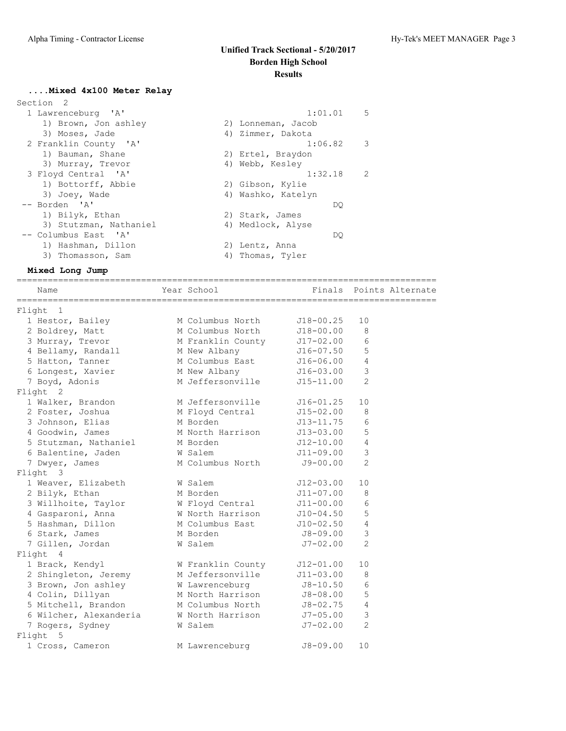# Unified Track Sectional - 5/20/2017
## Borden High School
### Results

**....Mixed 4x100 Meter Relay**

Section 2

| Place | Team | Finals | Points |
|---|---|---|---|
| 1 | Lawrenceburg 'A' | 1:01.01 | 5 |
| | 1) Brown, Jon ashley; 2) Lonneman, Jacob; 3) Moses, Jade; 4) Zimmer, Dakota | | |
| 2 | Franklin County 'A' | 1:06.82 | 3 |
| | 1) Bauman, Shane; 2) Ertel, Braydon; 3) Murray, Trevor; 4) Webb, Kesley | | |
| 3 | Floyd Central 'A' | 1:32.18 | 2 |
| | 1) Bottorff, Abbie; 2) Gibson, Kylie; 3) Joey, Wade; 4) Washko, Katelyn | | |
| -- | Borden 'A' | DQ | |
| | 1) Bilyk, Ethan; 2) Stark, James; 3) Stutzman, Nathaniel; 4) Medlock, Alyse | | |
| -- | Columbus East 'A' | DQ | |
| | 1) Hashman, Dillon; 2) Lentz, Anna; 3) Thomasson, Sam; 4) Thomas, Tyler | | |

**Mixed Long Jump**

| Place | Name | Year | School | Finals | Points | Alternate |
|---|---|---|---|---|---|---|
| **Flight 1** | | | | | | |
| 1 | Hestor, Bailey | M | Columbus North | J18-00.25 | 10 | |
| 2 | Boldrey, Matt | M | Columbus North | J18-00.00 | 8 | |
| 3 | Murray, Trevor | M | Franklin County | J17-02.00 | 6 | |
| 4 | Bellamy, Randall | M | New Albany | J16-07.50 | 5 | |
| 5 | Hatton, Tanner | M | Columbus East | J16-06.00 | 4 | |
| 6 | Longest, Xavier | M | New Albany | J16-03.00 | 3 | |
| 7 | Boyd, Adonis | M | Jeffersonville | J15-11.00 | 2 | |
| **Flight 2** | | | | | | |
| 1 | Walker, Brandon | M | Jeffersonville | J16-01.25 | 10 | |
| 2 | Foster, Joshua | M | Floyd Central | J15-02.00 | 8 | |
| 3 | Johnson, Elias | M | Borden | J13-11.75 | 6 | |
| 4 | Goodwin, James | M | North Harrison | J13-03.00 | 5 | |
| 5 | Stutzman, Nathaniel | M | Borden | J12-10.00 | 4 | |
| 6 | Balentine, Jaden | W | Salem | J11-09.00 | 3 | |
| 7 | Dwyer, James | M | Columbus North | J9-00.00 | 2 | |
| **Flight 3** | | | | | | |
| 1 | Weaver, Elizabeth | W | Salem | J12-03.00 | 10 | |
| 2 | Bilyk, Ethan | M | Borden | J11-07.00 | 8 | |
| 3 | Willhoite, Taylor | W | Floyd Central | J11-00.00 | 6 | |
| 4 | Gasparoni, Anna | W | North Harrison | J10-04.50 | 5 | |
| 5 | Hashman, Dillon | M | Columbus East | J10-02.50 | 4 | |
| 6 | Stark, James | M | Borden | J8-09.00 | 3 | |
| 7 | Gillen, Jordan | W | Salem | J7-02.00 | 2 | |
| **Flight 4** | | | | | | |
| 1 | Brack, Kendyl | W | Franklin County | J12-01.00 | 10 | |
| 2 | Shingleton, Jeremy | M | Jeffersonville | J11-03.00 | 8 | |
| 3 | Brown, Jon ashley | W | Lawrenceburg | J8-10.50 | 6 | |
| 4 | Colin, Dillyan | M | North Harrison | J8-08.00 | 5 | |
| 5 | Mitchell, Brandon | M | Columbus North | J8-02.75 | 4 | |
| 6 | Wilcher, Alexanderia | W | North Harrison | J7-05.00 | 3 | |
| 7 | Rogers, Sydney | W | Salem | J7-02.00 | 2 | |
| **Flight 5** | | | | | | |
| 1 | Cross, Cameron | M | Lawrenceburg | J8-09.00 | 10 | |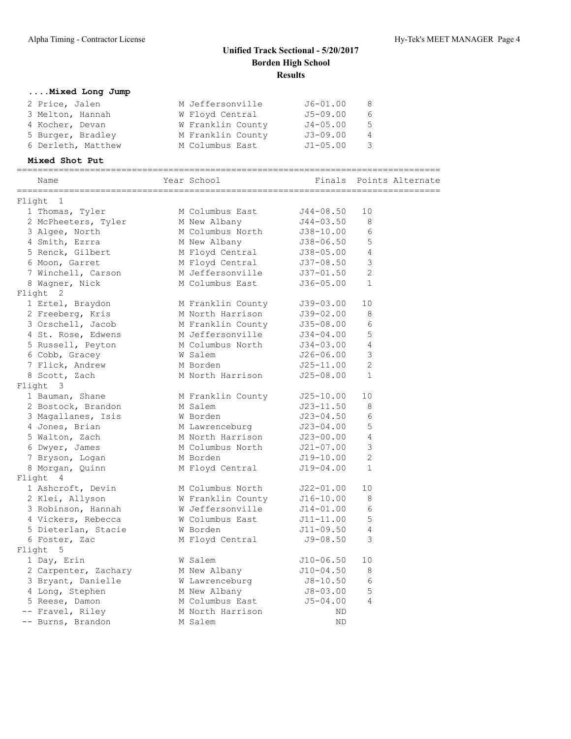# Unified Track Sectional - 5/20/2017

## Borden High School

## Results

### ....Mixed Long Jump

| Place | Name | Year | School | Finals | Points |
|---|---|---|---|---|---|
| 2 | Price, Jalen | M | Jeffersonville | J6-01.00 | 8 |
| 3 | Melton, Hannah | W | Floyd Central | J5-09.00 | 6 |
| 4 | Kocher, Devan | W | Franklin County | J4-05.00 | 5 |
| 5 | Burger, Bradley | M | Franklin County | J3-09.00 | 4 |
| 6 | Derleth, Matthew | M | Columbus East | J1-05.00 | 3 |

### Mixed Shot Put

| Place | Name | Year | School | Finals | Points | Alternate |
|---|---|---|---|---|---|---|
| **Flight 1** | | | | | | |
| 1 | Thomas, Tyler | M | Columbus East | J44-08.50 | 10 | |
| 2 | McPheeters, Tyler | M | New Albany | J44-03.50 | 8 | |
| 3 | Algee, North | M | Columbus North | J38-10.00 | 6 | |
| 4 | Smith, Ezrra | M | New Albany | J38-06.50 | 5 | |
| 5 | Renck, Gilbert | M | Floyd Central | J38-05.00 | 4 | |
| 6 | Moon, Garret | M | Floyd Central | J37-08.50 | 3 | |
| 7 | Winchell, Carson | M | Jeffersonville | J37-01.50 | 2 | |
| 8 | Wagner, Nick | M | Columbus East | J36-05.00 | 1 | |
| **Flight 2** | | | | | | |
| 1 | Ertel, Braydon | M | Franklin County | J39-03.00 | 10 | |
| 2 | Freeberg, Kris | M | North Harrison | J39-02.00 | 8 | |
| 3 | Orschell, Jacob | M | Franklin County | J35-08.00 | 6 | |
| 4 | St. Rose, Edwens | M | Jeffersonville | J34-04.00 | 5 | |
| 5 | Russell, Peyton | M | Columbus North | J34-03.00 | 4 | |
| 6 | Cobb, Gracey | W | Salem | J26-06.00 | 3 | |
| 7 | Flick, Andrew | M | Borden | J25-11.00 | 2 | |
| 8 | Scott, Zach | M | North Harrison | J25-08.00 | 1 | |
| **Flight 3** | | | | | | |
| 1 | Bauman, Shane | M | Franklin County | J25-10.00 | 10 | |
| 2 | Bostock, Brandon | M | Salem | J23-11.50 | 8 | |
| 3 | Magallanes, Isis | W | Borden | J23-04.50 | 6 | |
| 4 | Jones, Brian | M | Lawrenceburg | J23-04.00 | 5 | |
| 5 | Walton, Zach | M | North Harrison | J23-00.00 | 4 | |
| 6 | Dwyer, James | M | Columbus North | J21-07.00 | 3 | |
| 7 | Bryson, Logan | M | Borden | J19-10.00 | 2 | |
| 8 | Morgan, Quinn | M | Floyd Central | J19-04.00 | 1 | |
| **Flight 4** | | | | | | |
| 1 | Ashcroft, Devin | M | Columbus North | J22-01.00 | 10 | |
| 2 | Klei, Allyson | W | Franklin County | J16-10.00 | 8 | |
| 3 | Robinson, Hannah | W | Jeffersonville | J14-01.00 | 6 | |
| 4 | Vickers, Rebecca | W | Columbus East | J11-11.00 | 5 | |
| 5 | Dieterlan, Stacie | W | Borden | J11-09.50 | 4 | |
| 6 | Foster, Zac | M | Floyd Central | J9-08.50 | 3 | |
| **Flight 5** | | | | | | |
| 1 | Day, Erin | W | Salem | J10-06.50 | 10 | |
| 2 | Carpenter, Zachary | M | New Albany | J10-04.50 | 8 | |
| 3 | Bryant, Danielle | W | Lawrenceburg | J8-10.50 | 6 | |
| 4 | Long, Stephen | M | New Albany | J8-03.00 | 5 | |
| 5 | Reese, Damon | M | Columbus East | J5-04.00 | 4 | |
| -- | Fravel, Riley | M | North Harrison | ND | | |
| -- | Burns, Brandon | M | Salem | ND | | |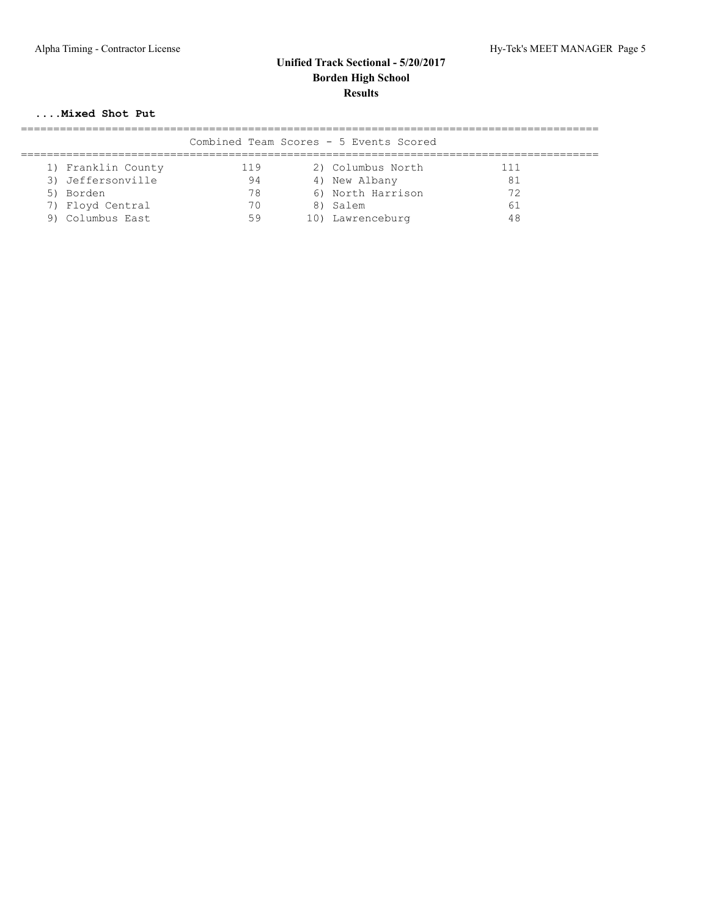# Unified Track Sectional - 5/20/2017

## Borden High School

## Results

**....Mixed Shot Put**

Combined Team Scores - 5 Events Scored

| | | | |
|---|---|---|---|
| 1) Franklin County | 119 | 2) Columbus North | 111 |
| 3) Jeffersonville | 94 | 4) New Albany | 81 |
| 5) Borden | 78 | 6) North Harrison | 72 |
| 7) Floyd Central | 70 | 8) Salem | 61 |
| 9) Columbus East | 59 | 10) Lawrenceburg | 48 |